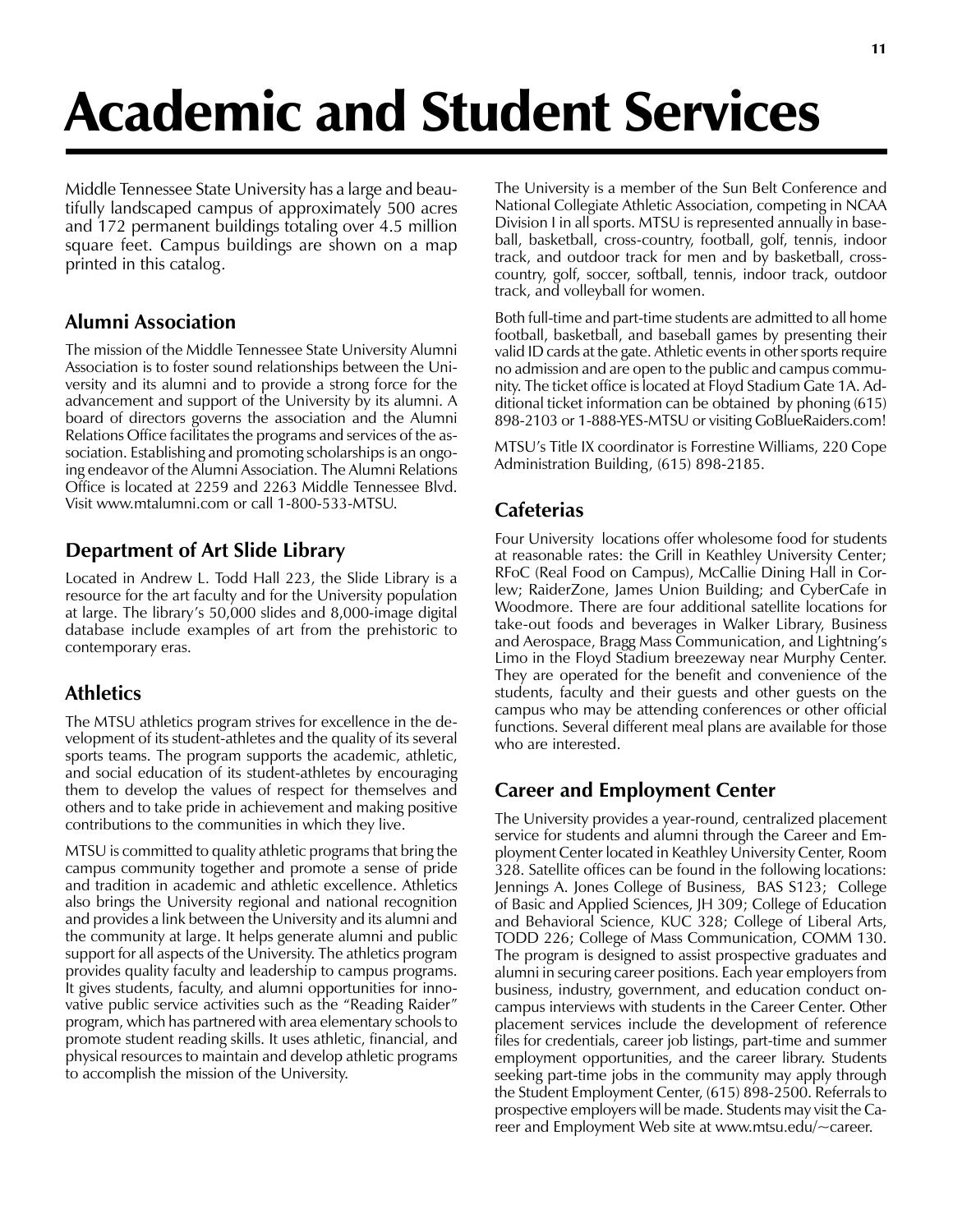# Academic and Student Services

Middle Tennessee State University has a large and beautifully landscaped campus of approximately 500 acres and 172 permanent buildings totaling over 4.5 million square feet. Campus buildings are shown on a map printed in this catalog.

## Alumni Association

The mission of the Middle Tennessee State University Alumni Association is to foster sound relationships between the University and its alumni and to provide a strong force for the advancement and support of the University by its alumni. A board of directors governs the association and the Alumni Relations Office facilitates the programs and services of the association. Establishing and promoting scholarships is an ongoing endeavor of the Alumni Association. The Alumni Relations Office is located at 2259 and 2263 Middle Tennessee Blvd. Visit www.mtalumni.com or call 1-800-533-MTSU.

## Department of Art Slide Library

Located in Andrew L. Todd Hall 223, the Slide Library is a resource for the art faculty and for the University population at large. The library's 50,000 slides and 8,000-image digital database include examples of art from the prehistoric to contemporary eras.

## Athletics

The MTSU athletics program strives for excellence in the development of its student-athletes and the quality of its several sports teams. The program supports the academic, athletic, and social education of its student-athletes by encouraging them to develop the values of respect for themselves and others and to take pride in achievement and making positive contributions to the communities in which they live.

MTSU is committed to quality athletic programs that bring the campus community together and promote a sense of pride and tradition in academic and athletic excellence. Athletics also brings the University regional and national recognition and provides a link between the University and its alumni and the community at large. It helps generate alumni and public support for all aspects of the University. The athletics program provides quality faculty and leadership to campus programs. It gives students, faculty, and alumni opportunities for innovative public service activities such as the "Reading Raider" program, which has partnered with area elementary schools to promote student reading skills. It uses athletic, financial, and physical resources to maintain and develop athletic programs to accomplish the mission of the University.

The University is a member of the Sun Belt Conference and National Collegiate Athletic Association, competing in NCAA Division I in all sports. MTSU is represented annually in baseball, basketball, cross-country, football, golf, tennis, indoor track, and outdoor track for men and by basketball, cross-country, golf, soccer, softball, tennis, indoor track, outdoor track, and volleyball for women.

Both full-time and part-time students are admitted to all home football, basketball, and baseball games by presenting their valid ID cards at the gate. Athletic events in other sports require no admission and are open to the public and campus community. The ticket office is located at Floyd Stadium Gate 1A. Additional ticket information can be obtained by phoning (615) 898-2103 or 1-888-YES-MTSU or visiting GoBlueRaiders.com!

MTSU's Title IX coordinator is Forrestine Williams, 220 Cope Administration Building, (615) 898-2185.

## Cafeterias

Four University locations offer wholesome food for students at reasonable rates: the Grill in Keathley University Center; RFoC (Real Food on Campus), McCallie Dining Hall in Corlew; RaiderZone, James Union Building; and CyberCafe in Woodmore. There are four additional satellite locations for take-out foods and beverages in Walker Library, Business and Aerospace, Bragg Mass Communication, and Lightning's Limo in the Floyd Stadium breezeway near Murphy Center. They are operated for the benefit and convenience of the students, faculty and their guests and other guests on the campus who may be attending conferences or other official functions. Several different meal plans are available for those who are interested.

## Career and Employment Center

The University provides a year-round, centralized placement service for students and alumni through the Career and Employment Center located in Keathley University Center, Room 328. Satellite offices can be found in the following locations: Jennings A. Jones College of Business, BAS S123; College of Basic and Applied Sciences, JH 309; College of Education and Behavioral Science, KUC 328; College of Liberal Arts, TODD 226; College of Mass Communication, COMM 130. The program is designed to assist prospective graduates and alumni in securing career positions. Each year employers from business, industry, government, and education conduct on-campus interviews with students in the Career Center. Other placement services include the development of reference files for credentials, career job listings, part-time and summer employment opportunities, and the career library. Students seeking part-time jobs in the community may apply through the Student Employment Center, (615) 898-2500. Referrals to prospective employers will be made. Students may visit the Career and Employment Web site at www.mtsu.edu/~career.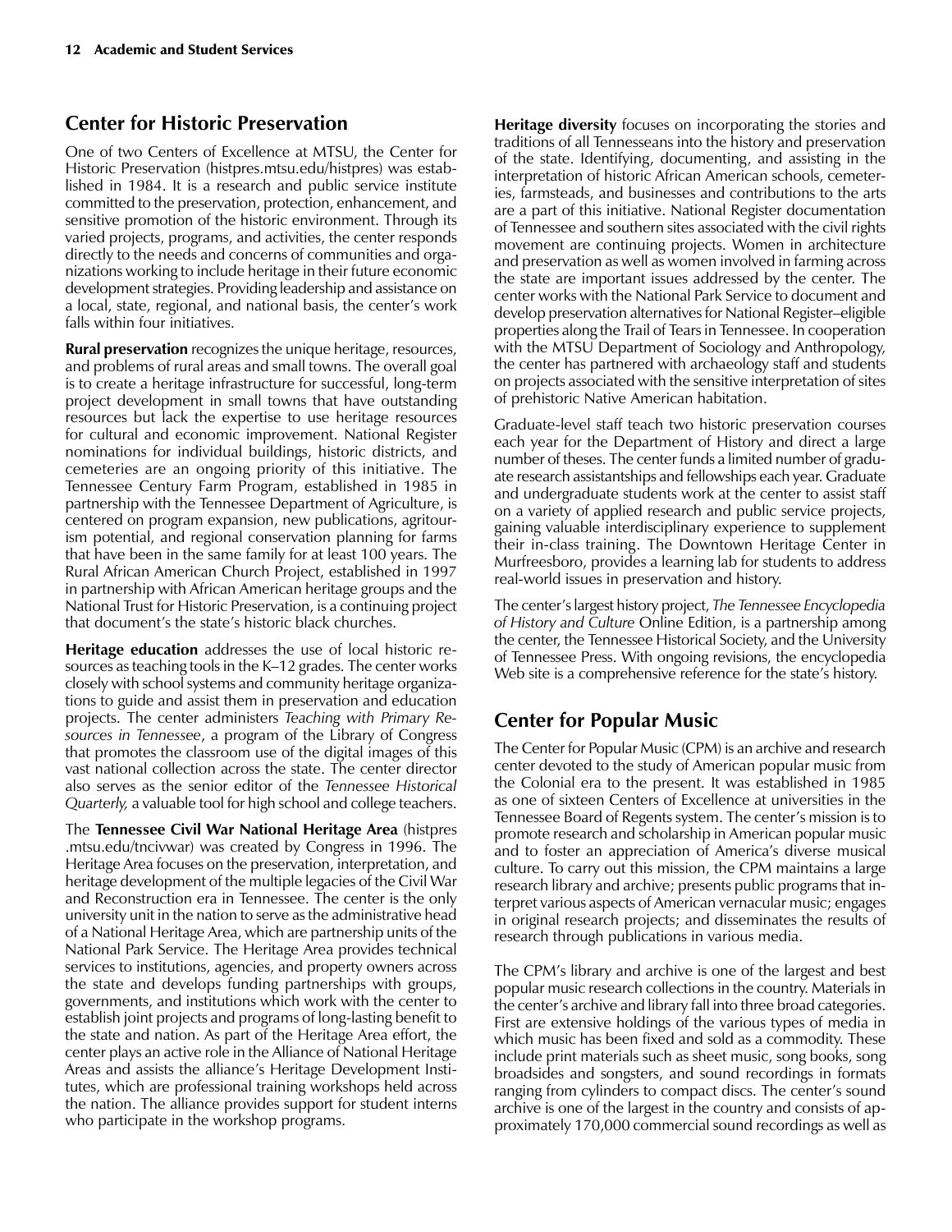## Center for Historic Preservation

One of two Centers of Excellence at MTSU, the Center for Historic Preservation (histpres.mtsu.edu/histpres) was established in 1984. It is a research and public service institute committed to the preservation, protection, enhancement, and sensitive promotion of the historic environment. Through its varied projects, programs, and activities, the center responds directly to the needs and concerns of communities and organizations working to include heritage in their future economic development strategies. Providing leadership and assistance on a local, state, regional, and national basis, the center's work falls within four initiatives.

**Rural preservation** recognizes the unique heritage, resources, and problems of rural areas and small towns. The overall goal is to create a heritage infrastructure for successful, long-term project development in small towns that have outstanding resources but lack the expertise to use heritage resources for cultural and economic improvement. National Register nominations for individual buildings, historic districts, and cemeteries are an ongoing priority of this initiative. The Tennessee Century Farm Program, established in 1985 in partnership with the Tennessee Department of Agriculture, is centered on program expansion, new publications, agritourism potential, and regional conservation planning for farms that have been in the same family for at least 100 years. The Rural African American Church Project, established in 1997 in partnership with African American heritage groups and the National Trust for Historic Preservation, is a continuing project that document's the state's historic black churches.

**Heritage education** addresses the use of local historic resources as teaching tools in the K–12 grades. The center works closely with school systems and community heritage organizations to guide and assist them in preservation and education projects. The center administers *Teaching with Primary Resources in Tennessee*, a program of the Library of Congress that promotes the classroom use of the digital images of this vast national collection across the state. The center director also serves as the senior editor of the *Tennessee Historical Quarterly,* a valuable tool for high school and college teachers.

The **Tennessee Civil War National Heritage Area** (histpres.mtsu.edu/tncivwar) was created by Congress in 1996. The Heritage Area focuses on the preservation, interpretation, and heritage development of the multiple legacies of the Civil War and Reconstruction era in Tennessee. The center is the only university unit in the nation to serve as the administrative head of a National Heritage Area, which are partnership units of the National Park Service. The Heritage Area provides technical services to institutions, agencies, and property owners across the state and develops funding partnerships with groups, governments, and institutions which work with the center to establish joint projects and programs of long-lasting benefit to the state and nation. As part of the Heritage Area effort, the center plays an active role in the Alliance of National Heritage Areas and assists the alliance's Heritage Development Institutes, which are professional training workshops held across the nation. The alliance provides support for student interns who participate in the workshop programs.

**Heritage diversity** focuses on incorporating the stories and traditions of all Tennesseans into the history and preservation of the state. Identifying, documenting, and assisting in the interpretation of historic African American schools, cemeteries, farmsteads, and businesses and contributions to the arts are a part of this initiative. National Register documentation of Tennessee and southern sites associated with the civil rights movement are continuing projects. Women in architecture and preservation as well as women involved in farming across the state are important issues addressed by the center. The center works with the National Park Service to document and develop preservation alternatives for National Register–eligible properties along the Trail of Tears in Tennessee. In cooperation with the MTSU Department of Sociology and Anthropology, the center has partnered with archaeology staff and students on projects associated with the sensitive interpretation of sites of prehistoric Native American habitation.

Graduate-level staff teach two historic preservation courses each year for the Department of History and direct a large number of theses. The center funds a limited number of graduate research assistantships and fellowships each year. Graduate and undergraduate students work at the center to assist staff on a variety of applied research and public service projects, gaining valuable interdisciplinary experience to supplement their in-class training. The Downtown Heritage Center in Murfreesboro, provides a learning lab for students to address real-world issues in preservation and history.

The center's largest history project, *The Tennessee Encyclopedia of History and Culture* Online Edition, is a partnership among the center, the Tennessee Historical Society, and the University of Tennessee Press. With ongoing revisions, the encyclopedia Web site is a comprehensive reference for the state's history.

## Center for Popular Music

The Center for Popular Music (CPM) is an archive and research center devoted to the study of American popular music from the Colonial era to the present. It was established in 1985 as one of sixteen Centers of Excellence at universities in the Tennessee Board of Regents system. The center's mission is to promote research and scholarship in American popular music and to foster an appreciation of America's diverse musical culture. To carry out this mission, the CPM maintains a large research library and archive; presents public programs that interpret various aspects of American vernacular music; engages in original research projects; and disseminates the results of research through publications in various media.

The CPM's library and archive is one of the largest and best popular music research collections in the country. Materials in the center's archive and library fall into three broad categories. First are extensive holdings of the various types of media in which music has been fixed and sold as a commodity. These include print materials such as sheet music, song books, song broadsides and songsters, and sound recordings in formats ranging from cylinders to compact discs. The center's sound archive is one of the largest in the country and consists of approximately 170,000 commercial sound recordings as well as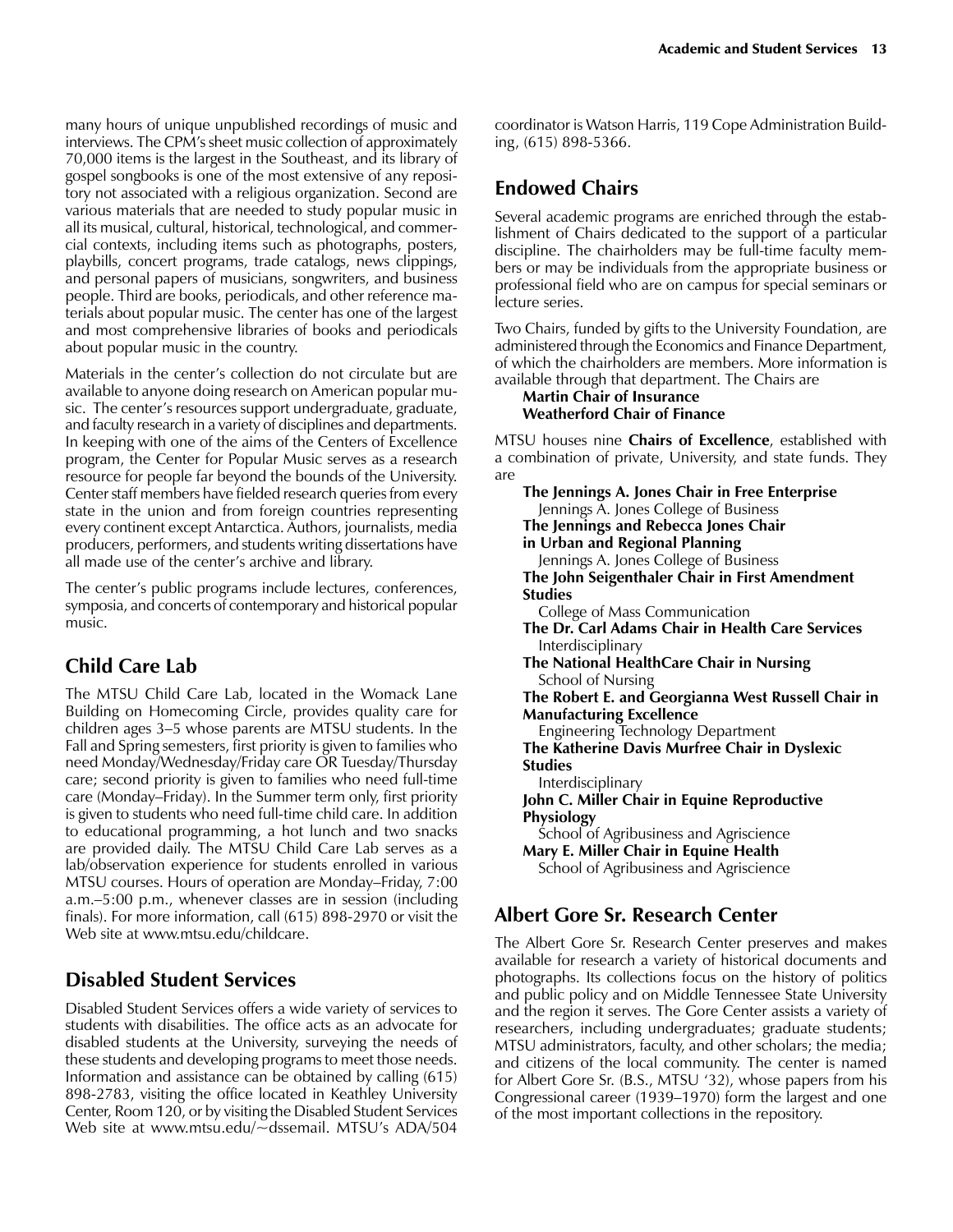many hours of unique unpublished recordings of music and interviews. The CPM's sheet music collection of approximately 70,000 items is the largest in the Southeast, and its library of gospel songbooks is one of the most extensive of any repository not associated with a religious organization. Second are various materials that are needed to study popular music in all its musical, cultural, historical, technological, and commercial contexts, including items such as photographs, posters, playbills, concert programs, trade catalogs, news clippings, and personal papers of musicians, songwriters, and business people. Third are books, periodicals, and other reference materials about popular music. The center has one of the largest and most comprehensive libraries of books and periodicals about popular music in the country.

Materials in the center's collection do not circulate but are available to anyone doing research on American popular music. The center's resources support undergraduate, graduate, and faculty research in a variety of disciplines and departments. In keeping with one of the aims of the Centers of Excellence program, the Center for Popular Music serves as a research resource for people far beyond the bounds of the University. Center staff members have fielded research queries from every state in the union and from foreign countries representing every continent except Antarctica. Authors, journalists, media producers, performers, and students writing dissertations have all made use of the center's archive and library.

The center's public programs include lectures, conferences, symposia, and concerts of contemporary and historical popular music.

## Child Care Lab

The MTSU Child Care Lab, located in the Womack Lane Building on Homecoming Circle, provides quality care for children ages 3–5 whose parents are MTSU students. In the Fall and Spring semesters, first priority is given to families who need Monday/Wednesday/Friday care OR Tuesday/Thursday care; second priority is given to families who need full-time care (Monday–Friday). In the Summer term only, first priority is given to students who need full-time child care. In addition to educational programming, a hot lunch and two snacks are provided daily. The MTSU Child Care Lab serves as a lab/observation experience for students enrolled in various MTSU courses. Hours of operation are Monday–Friday, 7:00 a.m.–5:00 p.m., whenever classes are in session (including finals). For more information, call (615) 898-2970 or visit the Web site at www.mtsu.edu/childcare.

## Disabled Student Services

Disabled Student Services offers a wide variety of services to students with disabilities. The office acts as an advocate for disabled students at the University, surveying the needs of these students and developing programs to meet those needs. Information and assistance can be obtained by calling (615) 898-2783, visiting the office located in Keathley University Center, Room 120, or by visiting the Disabled Student Services Web site at www.mtsu.edu/~dssemail. MTSU's ADA/504 coordinator is Watson Harris, 119 Cope Administration Building, (615) 898-5366.

## Endowed Chairs

Several academic programs are enriched through the establishment of Chairs dedicated to the support of a particular discipline. The chairholders may be full-time faculty members or may be individuals from the appropriate business or professional field who are on campus for special seminars or lecture series.

Two Chairs, funded by gifts to the University Foundation, are administered through the Economics and Finance Department, of which the chairholders are members. More information is available through that department. The Chairs are

**Martin Chair of Insurance**
**Weatherford Chair of Finance**

MTSU houses nine **Chairs of Excellence**, established with a combination of private, University, and state funds. They are

**The Jennings A. Jones Chair in Free Enterprise**
Jennings A. Jones College of Business

**The Jennings and Rebecca Jones Chair in Urban and Regional Planning**
Jennings A. Jones College of Business

**The John Seigenthaler Chair in First Amendment Studies**
College of Mass Communication

**The Dr. Carl Adams Chair in Health Care Services**
Interdisciplinary

**The National HealthCare Chair in Nursing**
School of Nursing

**The Robert E. and Georgianna West Russell Chair in Manufacturing Excellence**
Engineering Technology Department

**The Katherine Davis Murfree Chair in Dyslexic Studies**
Interdisciplinary

**John C. Miller Chair in Equine Reproductive Physiology**
School of Agribusiness and Agriscience

**Mary E. Miller Chair in Equine Health**
School of Agribusiness and Agriscience

## Albert Gore Sr. Research Center

The Albert Gore Sr. Research Center preserves and makes available for research a variety of historical documents and photographs. Its collections focus on the history of politics and public policy and on Middle Tennessee State University and the region it serves. The Gore Center assists a variety of researchers, including undergraduates; graduate students; MTSU administrators, faculty, and other scholars; the media; and citizens of the local community. The center is named for Albert Gore Sr. (B.S., MTSU '32), whose papers from his Congressional career (1939–1970) form the largest and one of the most important collections in the repository.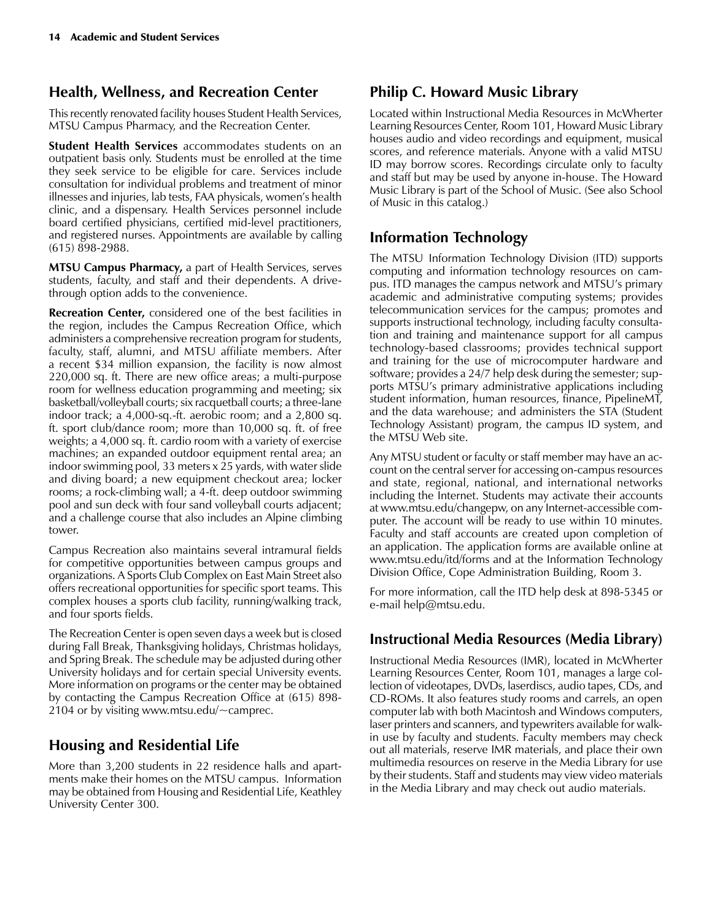## Health, Wellness, and Recreation Center

This recently renovated facility houses Student Health Services, MTSU Campus Pharmacy, and the Recreation Center.

**Student Health Services** accommodates students on an outpatient basis only. Students must be enrolled at the time they seek service to be eligible for care. Services include consultation for individual problems and treatment of minor illnesses and injuries, lab tests, FAA physicals, women's health clinic, and a dispensary. Health Services personnel include board certified physicians, certified mid-level practitioners, and registered nurses. Appointments are available by calling (615) 898-2988.

**MTSU Campus Pharmacy,** a part of Health Services, serves students, faculty, and staff and their dependents. A drive-through option adds to the convenience.

**Recreation Center,** considered one of the best facilities in the region, includes the Campus Recreation Office, which administers a comprehensive recreation program for students, faculty, staff, alumni, and MTSU affiliate members. After a recent $34 million expansion, the facility is now almost 220,000 sq. ft. There are new office areas; a multi-purpose room for wellness education programming and meeting; six basketball/volleyball courts; six racquetball courts; a three-lane indoor track; a 4,000-sq.-ft. aerobic room; and a 2,800 sq. ft. sport club/dance room; more than 10,000 sq. ft. of free weights; a 4,000 sq. ft. cardio room with a variety of exercise machines; an expanded outdoor equipment rental area; an indoor swimming pool, 33 meters x 25 yards, with water slide and diving board; a new equipment checkout area; locker rooms; a rock-climbing wall; a 4-ft. deep outdoor swimming pool and sun deck with four sand volleyball courts adjacent; and a challenge course that also includes an Alpine climbing tower.

Campus Recreation also maintains several intramural fields for competitive opportunities between campus groups and organizations. A Sports Club Complex on East Main Street also offers recreational opportunities for specific sport teams. This complex houses a sports club facility, running/walking track, and four sports fields.

The Recreation Center is open seven days a week but is closed during Fall Break, Thanksgiving holidays, Christmas holidays, and Spring Break. The schedule may be adjusted during other University holidays and for certain special University events. More information on programs or the center may be obtained by contacting the Campus Recreation Office at (615) 898-2104 or by visiting www.mtsu.edu/~camprec.

## Housing and Residential Life

More than 3,200 students in 22 residence halls and apartments make their homes on the MTSU campus. Information may be obtained from Housing and Residential Life, Keathley University Center 300.

## Philip C. Howard Music Library

Located within Instructional Media Resources in McWherter Learning Resources Center, Room 101, Howard Music Library houses audio and video recordings and equipment, musical scores, and reference materials. Anyone with a valid MTSU ID may borrow scores. Recordings circulate only to faculty and staff but may be used by anyone in-house. The Howard Music Library is part of the School of Music. (See also School of Music in this catalog.)

## Information Technology

The MTSU Information Technology Division (ITD) supports computing and information technology resources on campus. ITD manages the campus network and MTSU's primary academic and administrative computing systems; provides telecommunication services for the campus; promotes and supports instructional technology, including faculty consultation and training and maintenance support for all campus technology-based classrooms; provides technical support and training for the use of microcomputer hardware and software; provides a 24/7 help desk during the semester; supports MTSU's primary administrative applications including student information, human resources, finance, PipelineMT, and the data warehouse; and administers the STA (Student Technology Assistant) program, the campus ID system, and the MTSU Web site.

Any MTSU student or faculty or staff member may have an account on the central server for accessing on-campus resources and state, regional, national, and international networks including the Internet. Students may activate their accounts at www.mtsu.edu/changepw, on any Internet-accessible computer. The account will be ready to use within 10 minutes. Faculty and staff accounts are created upon completion of an application. The application forms are available online at www.mtsu.edu/itd/forms and at the Information Technology Division Office, Cope Administration Building, Room 3.

For more information, call the ITD help desk at 898-5345 or e-mail help@mtsu.edu.

## Instructional Media Resources (Media Library)

Instructional Media Resources (IMR), located in McWherter Learning Resources Center, Room 101, manages a large collection of videotapes, DVDs, laserdiscs, audio tapes, CDs, and CD-ROMs. It also features study rooms and carrels, an open computer lab with both Macintosh and Windows computers, laser printers and scanners, and typewriters available for walk-in use by faculty and students. Faculty members may check out all materials, reserve IMR materials, and place their own multimedia resources on reserve in the Media Library for use by their students. Staff and students may view video materials in the Media Library and may check out audio materials.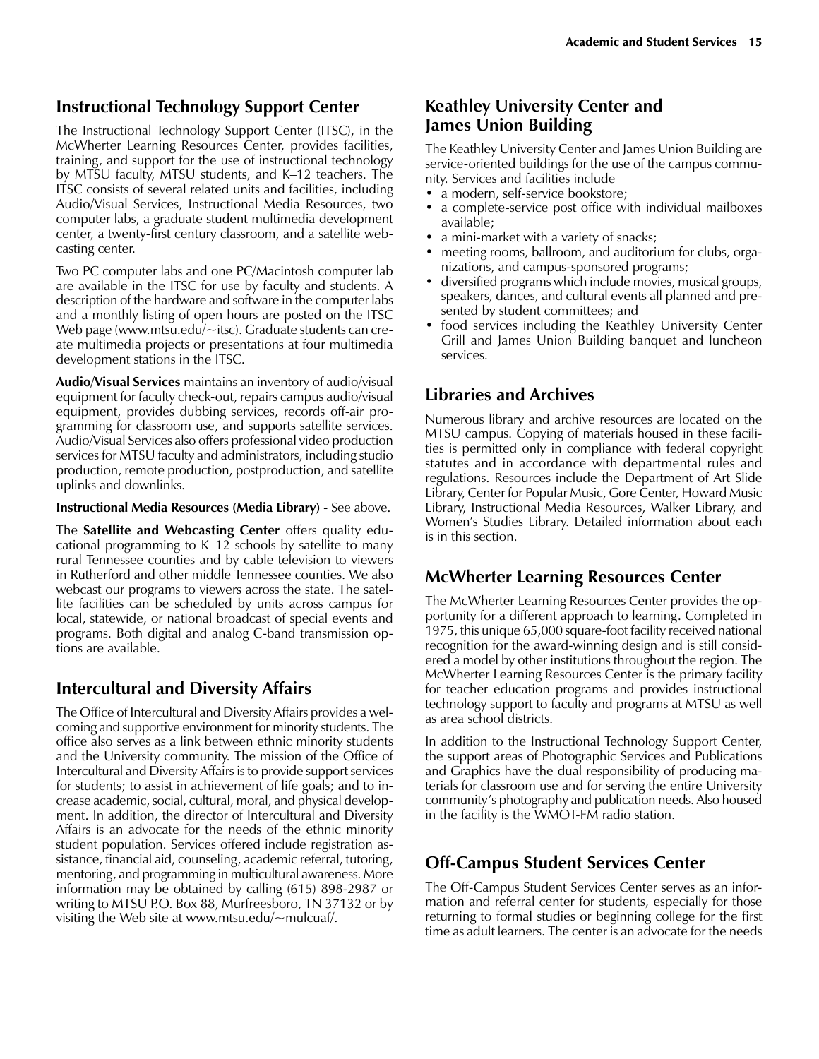## Instructional Technology Support Center

The Instructional Technology Support Center (ITSC), in the McWherter Learning Resources Center, provides facilities, training, and support for the use of instructional technology by MTSU faculty, MTSU students, and K–12 teachers. The ITSC consists of several related units and facilities, including Audio/Visual Services, Instructional Media Resources, two computer labs, a graduate student multimedia development center, a twenty-first century classroom, and a satellite webcasting center.

Two PC computer labs and one PC/Macintosh computer lab are available in the ITSC for use by faculty and students. A description of the hardware and software in the computer labs and a monthly listing of open hours are posted on the ITSC Web page (www.mtsu.edu/~itsc). Graduate students can create multimedia projects or presentations at four multimedia development stations in the ITSC.

**Audio/Visual Services** maintains an inventory of audio/visual equipment for faculty check-out, repairs campus audio/visual equipment, provides dubbing services, records off-air programming for classroom use, and supports satellite services. Audio/Visual Services also offers professional video production services for MTSU faculty and administrators, including studio production, remote production, postproduction, and satellite uplinks and downlinks.

**Instructional Media Resources (Media Library)** - See above.

The **Satellite and Webcasting Center** offers quality educational programming to K–12 schools by satellite to many rural Tennessee counties and by cable television to viewers in Rutherford and other middle Tennessee counties. We also webcast our programs to viewers across the state. The satellite facilities can be scheduled by units across campus for local, statewide, or national broadcast of special events and programs. Both digital and analog C-band transmission options are available.

## Intercultural and Diversity Affairs

The Office of Intercultural and Diversity Affairs provides a welcoming and supportive environment for minority students. The office also serves as a link between ethnic minority students and the University community. The mission of the Office of Intercultural and Diversity Affairs is to provide support services for students; to assist in achievement of life goals; and to increase academic, social, cultural, moral, and physical development. In addition, the director of Intercultural and Diversity Affairs is an advocate for the needs of the ethnic minority student population. Services offered include registration assistance, financial aid, counseling, academic referral, tutoring, mentoring, and programming in multicultural awareness. More information may be obtained by calling (615) 898-2987 or writing to MTSU P.O. Box 88, Murfreesboro, TN 37132 or by visiting the Web site at www.mtsu.edu/~mulcuaf/.

## Keathley University Center and James Union Building

The Keathley University Center and James Union Building are service-oriented buildings for the use of the campus community. Services and facilities include

- a modern, self-service bookstore;
- a complete-service post office with individual mailboxes available;
- a mini-market with a variety of snacks;
- meeting rooms, ballroom, and auditorium for clubs, organizations, and campus-sponsored programs;
- diversified programs which include movies, musical groups, speakers, dances, and cultural events all planned and presented by student committees; and
- food services including the Keathley University Center Grill and James Union Building banquet and luncheon services.

## Libraries and Archives

Numerous library and archive resources are located on the MTSU campus. Copying of materials housed in these facilities is permitted only in compliance with federal copyright statutes and in accordance with departmental rules and regulations. Resources include the Department of Art Slide Library, Center for Popular Music, Gore Center, Howard Music Library, Instructional Media Resources, Walker Library, and Women's Studies Library. Detailed information about each is in this section.

## McWherter Learning Resources Center

The McWherter Learning Resources Center provides the opportunity for a different approach to learning. Completed in 1975, this unique 65,000 square-foot facility received national recognition for the award-winning design and is still considered a model by other institutions throughout the region. The McWherter Learning Resources Center is the primary facility for teacher education programs and provides instructional technology support to faculty and programs at MTSU as well as area school districts.

In addition to the Instructional Technology Support Center, the support areas of Photographic Services and Publications and Graphics have the dual responsibility of producing materials for classroom use and for serving the entire University community's photography and publication needs. Also housed in the facility is the WMOT-FM radio station.

## Off-Campus Student Services Center

The Off-Campus Student Services Center serves as an information and referral center for students, especially for those returning to formal studies or beginning college for the first time as adult learners. The center is an advocate for the needs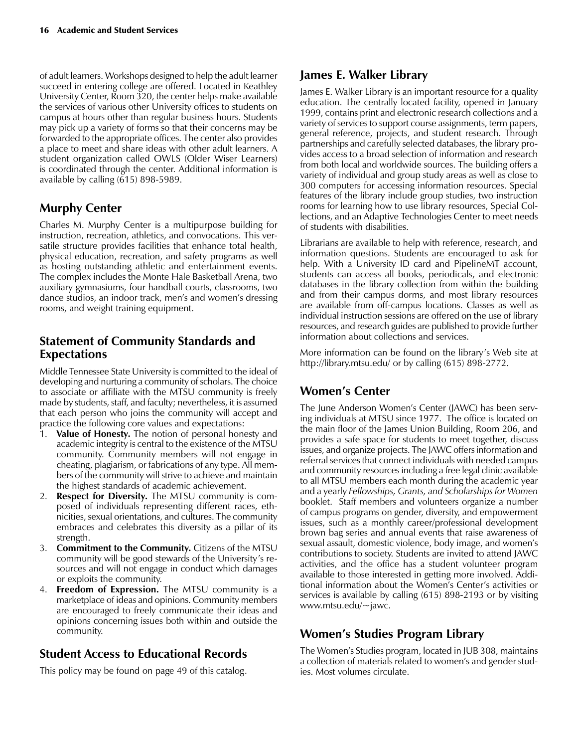of adult learners. Workshops designed to help the adult learner succeed in entering college are offered. Located in Keathley University Center, Room 320, the center helps make available the services of various other University offices to students on campus at hours other than regular business hours. Students may pick up a variety of forms so that their concerns may be forwarded to the appropriate offices. The center also provides a place to meet and share ideas with other adult learners. A student organization called OWLS (Older Wiser Learners) is coordinated through the center. Additional information is available by calling (615) 898-5989.

## Murphy Center

Charles M. Murphy Center is a multipurpose building for instruction, recreation, athletics, and convocations. This versatile structure provides facilities that enhance total health, physical education, recreation, and safety programs as well as hosting outstanding athletic and entertainment events. The complex includes the Monte Hale Basketball Arena, two auxiliary gymnasiums, four handball courts, classrooms, two dance studios, an indoor track, men's and women's dressing rooms, and weight training equipment.

## Statement of Community Standards and Expectations

Middle Tennessee State University is committed to the ideal of developing and nurturing a community of scholars. The choice to associate or affiliate with the MTSU community is freely made by students, staff, and faculty; nevertheless, it is assumed that each person who joins the community will accept and practice the following core values and expectations:

1. **Value of Honesty.** The notion of personal honesty and academic integrity is central to the existence of the MTSU community. Community members will not engage in cheating, plagiarism, or fabrications of any type. All members of the community will strive to achieve and maintain the highest standards of academic achievement.
2. **Respect for Diversity.** The MTSU community is composed of individuals representing different races, ethnicities, sexual orientations, and cultures. The community embraces and celebrates this diversity as a pillar of its strength.
3. **Commitment to the Community.** Citizens of the MTSU community will be good stewards of the University's resources and will not engage in conduct which damages or exploits the community.
4. **Freedom of Expression.** The MTSU community is a marketplace of ideas and opinions. Community members are encouraged to freely communicate their ideas and opinions concerning issues both within and outside the community.

## Student Access to Educational Records

This policy may be found on page 49 of this catalog.

## James E. Walker Library

James E. Walker Library is an important resource for a quality education. The centrally located facility, opened in January 1999, contains print and electronic research collections and a variety of services to support course assignments, term papers, general reference, projects, and student research. Through partnerships and carefully selected databases, the library provides access to a broad selection of information and research from both local and worldwide sources. The building offers a variety of individual and group study areas as well as close to 300 computers for accessing information resources. Special features of the library include group studies, two instruction rooms for learning how to use library resources, Special Collections, and an Adaptive Technologies Center to meet needs of students with disabilities.

Librarians are available to help with reference, research, and information questions. Students are encouraged to ask for help. With a University ID card and PipelineMT account, students can access all books, periodicals, and electronic databases in the library collection from within the building and from their campus dorms, and most library resources are available from off-campus locations. Classes as well as individual instruction sessions are offered on the use of library resources, and research guides are published to provide further information about collections and services.

More information can be found on the library's Web site at http://library.mtsu.edu/ or by calling (615) 898-2772.

## Women's Center

The June Anderson Women's Center (JAWC) has been serving individuals at MTSU since 1977. The office is located on the main floor of the James Union Building, Room 206, and provides a safe space for students to meet together, discuss issues, and organize projects. The JAWC offers information and referral services that connect individuals with needed campus and community resources including a free legal clinic available to all MTSU members each month during the academic year and a yearly *Fellowships, Grants, and Scholarships for Women* booklet. Staff members and volunteers organize a number of campus programs on gender, diversity, and empowerment issues, such as a monthly career/professional development brown bag series and annual events that raise awareness of sexual assault, domestic violence, body image, and women's contributions to society. Students are invited to attend JAWC activities, and the office has a student volunteer program available to those interested in getting more involved. Additional information about the Women's Center's activities or services is available by calling (615) 898-2193 or by visiting www.mtsu.edu/~jawc.

## Women's Studies Program Library

The Women's Studies program, located in JUB 308, maintains a collection of materials related to women's and gender studies. Most volumes circulate.